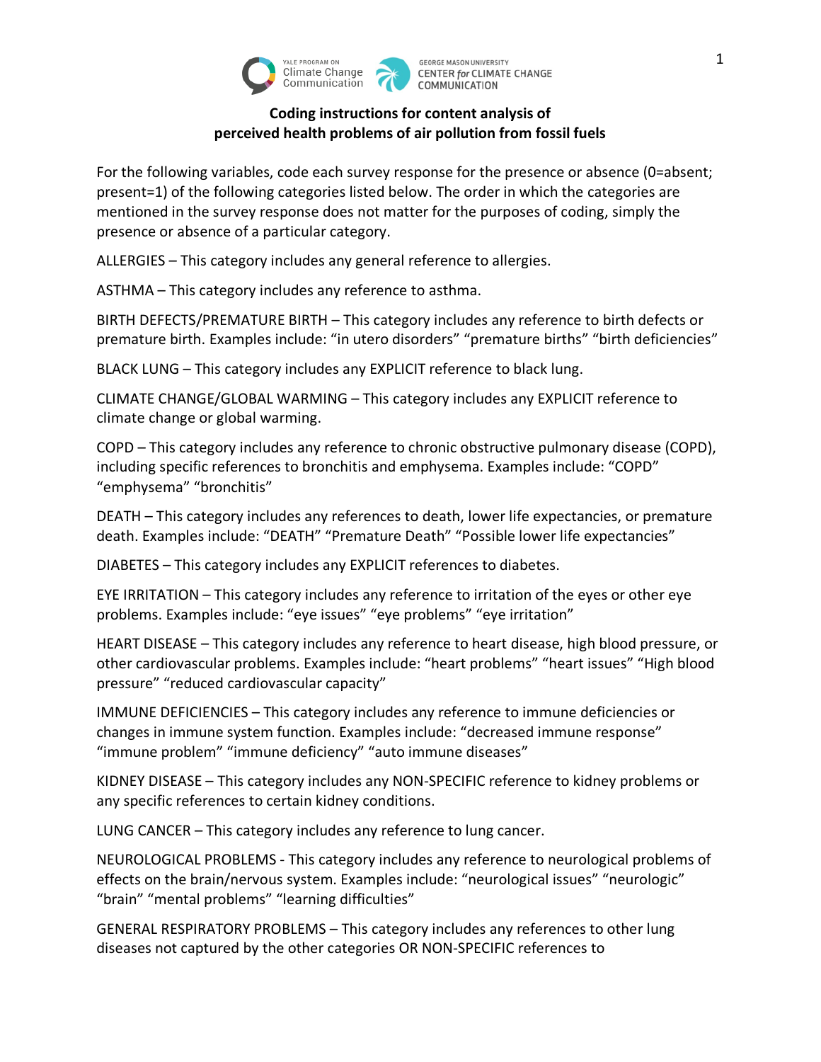YALE PROGRAM ON Climate Change Communication | GEORGE MASON UNIVERSITY CENTER *for* CLIMATE CHANGE COMMUNICATION

**Coding instructions for content analysis of perceived health problems of air pollution from fossil fuels**

For the following variables, code each survey response for the presence or absence (0=absent; present=1) of the following categories listed below. The order in which the categories are mentioned in the survey response does not matter for the purposes of coding, simply the presence or absence of a particular category.

ALLERGIES – This category includes any general reference to allergies.

ASTHMA – This category includes any reference to asthma.

BIRTH DEFECTS/PREMATURE BIRTH – This category includes any reference to birth defects or premature birth. Examples include: "in utero disorders" "premature births" "birth deficiencies"

BLACK LUNG – This category includes any EXPLICIT reference to black lung.

CLIMATE CHANGE/GLOBAL WARMING – This category includes any EXPLICIT reference to climate change or global warming.

COPD – This category includes any reference to chronic obstructive pulmonary disease (COPD), including specific references to bronchitis and emphysema. Examples include: "COPD" "emphysema" "bronchitis"

DEATH – This category includes any references to death, lower life expectancies, or premature death. Examples include: "DEATH" "Premature Death" "Possible lower life expectancies"

DIABETES – This category includes any EXPLICIT references to diabetes.

EYE IRRITATION – This category includes any reference to irritation of the eyes or other eye problems. Examples include: "eye issues" "eye problems" "eye irritation"

HEART DISEASE – This category includes any reference to heart disease, high blood pressure, or other cardiovascular problems. Examples include: "heart problems" "heart issues" "High blood pressure" "reduced cardiovascular capacity"

IMMUNE DEFICIENCIES – This category includes any reference to immune deficiencies or changes in immune system function. Examples include: "decreased immune response" "immune problem" "immune deficiency" "auto immune diseases"

KIDNEY DISEASE – This category includes any NON-SPECIFIC reference to kidney problems or any specific references to certain kidney conditions.

LUNG CANCER – This category includes any reference to lung cancer.

NEUROLOGICAL PROBLEMS - This category includes any reference to neurological problems of effects on the brain/nervous system. Examples include: "neurological issues" "neurologic" "brain" "mental problems" "learning difficulties"

GENERAL RESPIRATORY PROBLEMS – This category includes any references to other lung diseases not captured by the other categories OR NON-SPECIFIC references to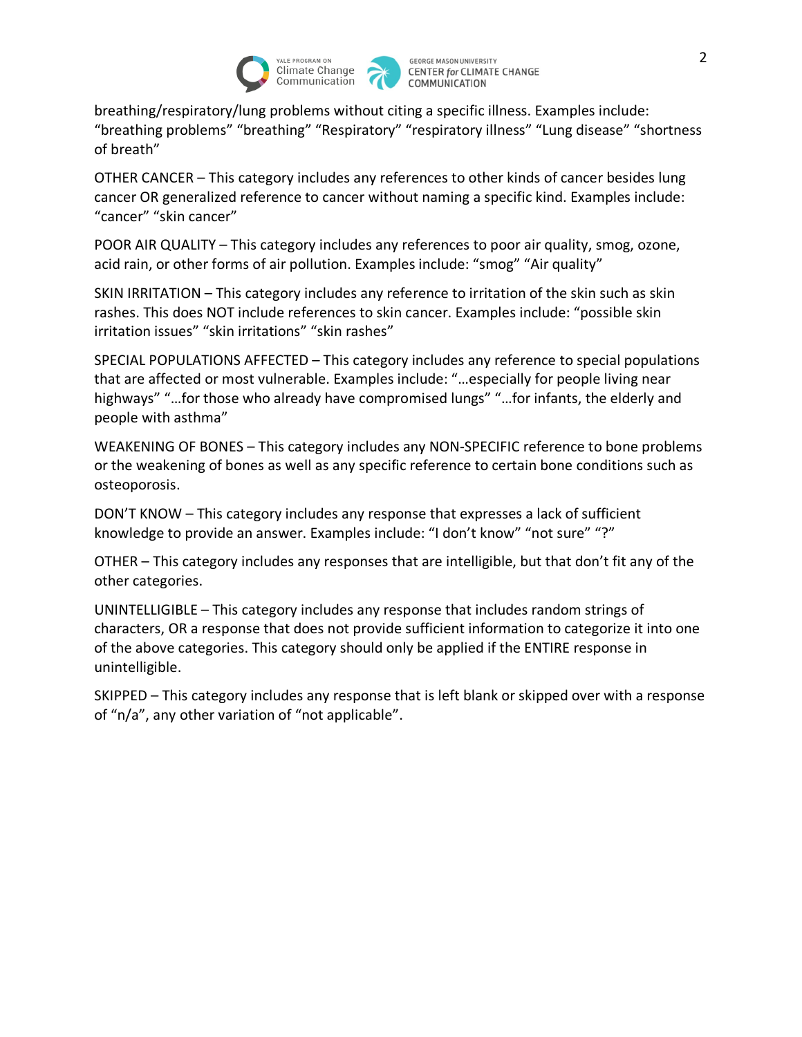breathing/respiratory/lung problems without citing a specific illness. Examples include: "breathing problems" "breathing" "Respiratory" "respiratory illness" "Lung disease" "shortness of breath"

OTHER CANCER – This category includes any references to other kinds of cancer besides lung cancer OR generalized reference to cancer without naming a specific kind. Examples include: "cancer" "skin cancer"

POOR AIR QUALITY – This category includes any references to poor air quality, smog, ozone, acid rain, or other forms of air pollution. Examples include: "smog" "Air quality"

SKIN IRRITATION – This category includes any reference to irritation of the skin such as skin rashes. This does NOT include references to skin cancer. Examples include: "possible skin irritation issues" "skin irritations" "skin rashes"

SPECIAL POPULATIONS AFFECTED – This category includes any reference to special populations that are affected or most vulnerable. Examples include: "…especially for people living near highways" "…for those who already have compromised lungs" "…for infants, the elderly and people with asthma"

WEAKENING OF BONES – This category includes any NON-SPECIFIC reference to bone problems or the weakening of bones as well as any specific reference to certain bone conditions such as osteoporosis.

DON'T KNOW – This category includes any response that expresses a lack of sufficient knowledge to provide an answer. Examples include: "I don't know" "not sure" "?"

OTHER – This category includes any responses that are intelligible, but that don't fit any of the other categories.

UNINTELLIGIBLE – This category includes any response that includes random strings of characters, OR a response that does not provide sufficient information to categorize it into one of the above categories. This category should only be applied if the ENTIRE response in unintelligible.

SKIPPED – This category includes any response that is left blank or skipped over with a response of "n/a", any other variation of "not applicable".